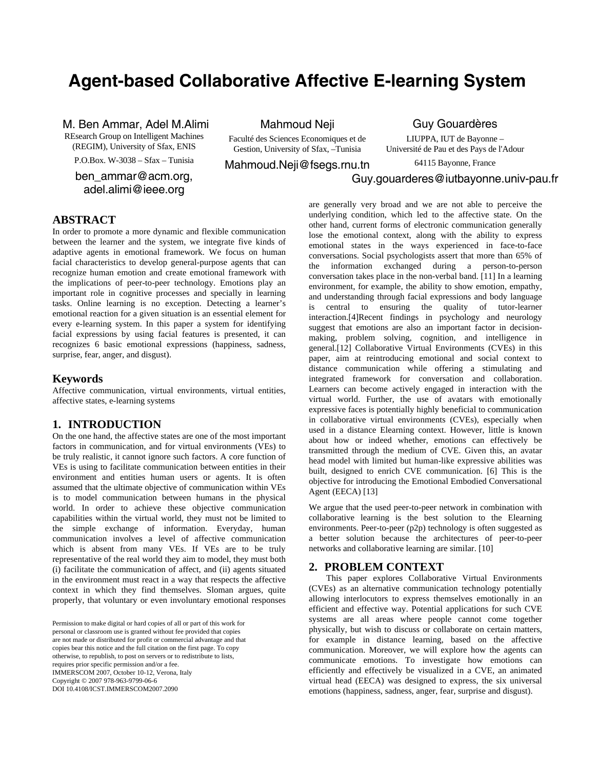# Agent-based Collaborative Affective E-learning System

M. Ben Ammar, Adel M.Alimi
REsearch Group on Intelligent Machines (REGIM), University of Sfax, ENIS
P.O.Box. W-3038 – Sfax – Tunisia
ben_ammar@acm.org, adel.alimi@ieee.org

Mahmoud Neji
Faculté des Sciences Economiques et de Gestion, University of Sfax, –Tunisia
Mahmoud.Neji@fsegs.rnu.tn

Guy Gouardères
LIUPPA, IUT de Bayonne – Université de Pau et des Pays de l'Adour
64115 Bayonne, France
Guy.gouarderes@iutbayonne.univ-pau.fr

## ABSTRACT

In order to promote a more dynamic and flexible communication between the learner and the system, we integrate five kinds of adaptive agents in emotional framework. We focus on human facial characteristics to develop general-purpose agents that can recognize human emotion and create emotional framework with the implications of peer-to-peer technology. Emotions play an important role in cognitive processes and specially in learning tasks. Online learning is no exception. Detecting a learner's emotional reaction for a given situation is an essential element for every e-learning system. In this paper a system for identifying facial expressions by using facial features is presented, it can recognizes 6 basic emotional expressions (happiness, sadness, surprise, fear, anger, and disgust).

## Keywords

Affective communication, virtual environments, virtual entities, affective states, e-learning systems

## 1. INTRODUCTION

On the one hand, the affective states are one of the most important factors in communication, and for virtual environments (VEs) to be truly realistic, it cannot ignore such factors. A core function of VEs is using to facilitate communication between entities in their environment and entities human users or agents. It is often assumed that the ultimate objective of communication within VEs is to model communication between humans in the physical world. In order to achieve these objective communication capabilities within the virtual world, they must not be limited to the simple exchange of information. Everyday, human communication involves a level of affective communication which is absent from many VEs. If VEs are to be truly representative of the real world they aim to model, they must both (i) facilitate the communication of affect, and (ii) agents situated in the environment must react in a way that respects the affective context in which they find themselves. Sloman argues, quite properly, that voluntary or even involuntary emotional responses are generally very broad and we are not able to perceive the underlying condition, which led to the affective state. On the other hand, current forms of electronic communication generally lose the emotional context, along with the ability to express emotional states in the ways experienced in face-to-face conversations. Social psychologists assert that more than 65% of the information exchanged during a person-to-person conversation takes place in the non-verbal band. [11] In a learning environment, for example, the ability to show emotion, empathy, and understanding through facial expressions and body language is central to ensuring the quality of tutor-learner interaction.[4]Recent findings in psychology and neurology suggest that emotions are also an important factor in decision-making, problem solving, cognition, and intelligence in general.[12] Collaborative Virtual Environments (CVEs) in this paper, aim at reintroducing emotional and social context to distance communication while offering a stimulating and integrated framework for conversation and collaboration. Learners can become actively engaged in interaction with the virtual world. Further, the use of avatars with emotionally expressive faces is potentially highly beneficial to communication in collaborative virtual environments (CVEs), especially when used in a distance Elearning context. However, little is known about how or indeed whether, emotions can effectively be transmitted through the medium of CVE. Given this, an avatar head model with limited but human-like expressive abilities was built, designed to enrich CVE communication. [6] This is the objective for introducing the Emotional Embodied Conversational Agent (EECA) [13]

We argue that the used peer-to-peer network in combination with collaborative learning is the best solution to the Elearning environments. Peer-to-peer (p2p) technology is often suggested as a better solution because the architectures of peer-to-peer networks and collaborative learning are similar. [10]

## 2. PROBLEM CONTEXT

This paper explores Collaborative Virtual Environments (CVEs) as an alternative communication technology potentially allowing interlocutors to express themselves emotionally in an efficient and effective way. Potential applications for such CVE systems are all areas where people cannot come together physically, but wish to discuss or collaborate on certain matters, for example in distance learning, based on the affective communication. Moreover, we will explore how the agents can communicate emotions. To investigate how emotions can efficiently and effectively be visualized in a CVE, an animated virtual head (EECA) was designed to express, the six universal emotions (happiness, sadness, anger, fear, surprise and disgust).

Permission to make digital or hard copies of all or part of this work for personal or classroom use is granted without fee provided that copies are not made or distributed for profit or commercial advantage and that copies bear this notice and the full citation on the first page. To copy otherwise, to republish, to post on servers or to redistribute to lists, requires prior specific permission and/or a fee.
IMMERSCOM 2007, October 10-12, Verona, Italy
Copyright © 2007 978-963-9799-06-6
DOI 10.4108/ICST.IMMERSCOM2007.2090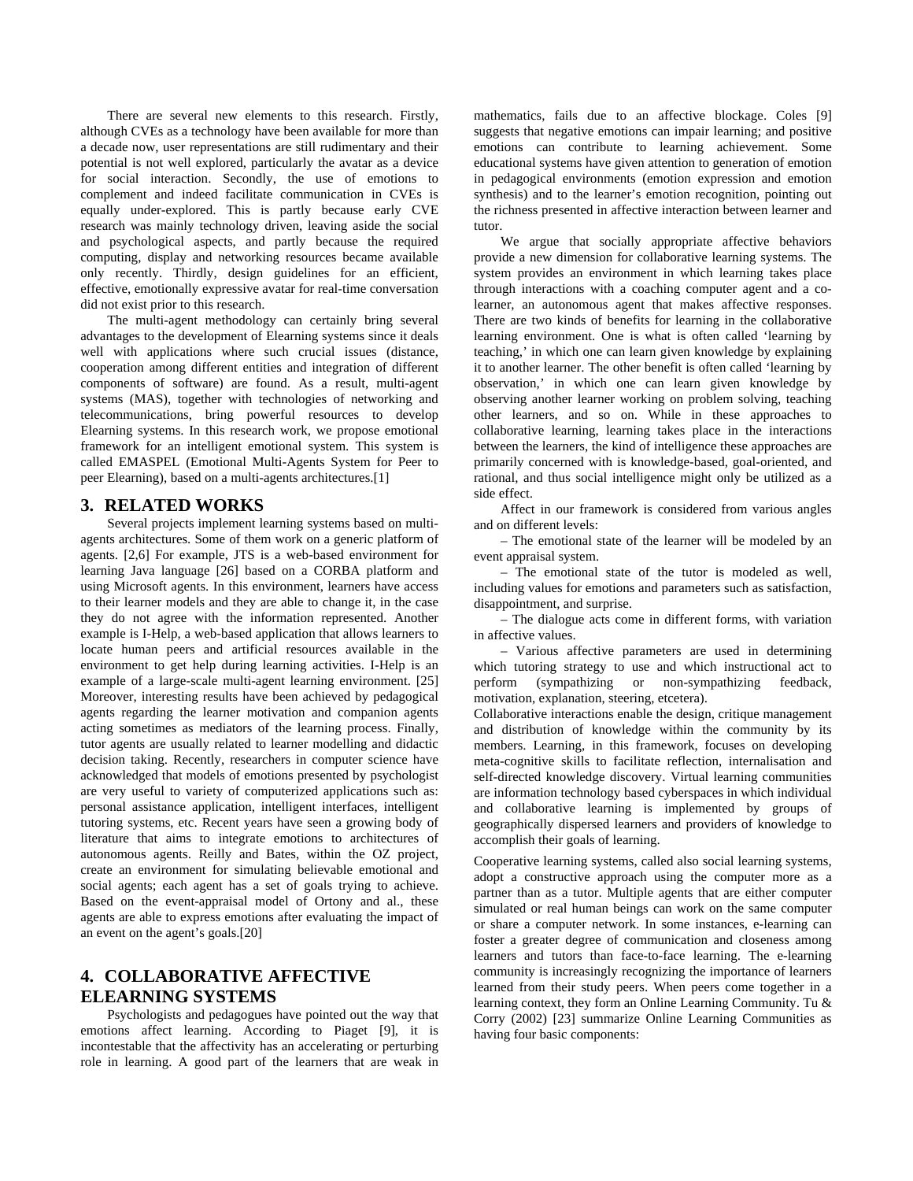There are several new elements to this research. Firstly, although CVEs as a technology have been available for more than a decade now, user representations are still rudimentary and their potential is not well explored, particularly the avatar as a device for social interaction. Secondly, the use of emotions to complement and indeed facilitate communication in CVEs is equally under-explored. This is partly because early CVE research was mainly technology driven, leaving aside the social and psychological aspects, and partly because the required computing, display and networking resources became available only recently. Thirdly, design guidelines for an efficient, effective, emotionally expressive avatar for real-time conversation did not exist prior to this research.

The multi-agent methodology can certainly bring several advantages to the development of Elearning systems since it deals well with applications where such crucial issues (distance, cooperation among different entities and integration of different components of software) are found. As a result, multi-agent systems (MAS), together with technologies of networking and telecommunications, bring powerful resources to develop Elearning systems. In this research work, we propose emotional framework for an intelligent emotional system. This system is called EMASPEL (Emotional Multi-Agents System for Peer to peer Elearning), based on a multi-agents architectures.[1]

## 3. RELATED WORKS

Several projects implement learning systems based on multi-agents architectures. Some of them work on a generic platform of agents. [2,6] For example, JTS is a web-based environment for learning Java language [26] based on a CORBA platform and using Microsoft agents. In this environment, learners have access to their learner models and they are able to change it, in the case they do not agree with the information represented. Another example is I-Help, a web-based application that allows learners to locate human peers and artificial resources available in the environment to get help during learning activities. I-Help is an example of a large-scale multi-agent learning environment. [25] Moreover, interesting results have been achieved by pedagogical agents regarding the learner motivation and companion agents acting sometimes as mediators of the learning process. Finally, tutor agents are usually related to learner modelling and didactic decision taking. Recently, researchers in computer science have acknowledged that models of emotions presented by psychologist are very useful to variety of computerized applications such as: personal assistance application, intelligent interfaces, intelligent tutoring systems, etc. Recent years have seen a growing body of literature that aims to integrate emotions to architectures of autonomous agents. Reilly and Bates, within the OZ project, create an environment for simulating believable emotional and social agents; each agent has a set of goals trying to achieve. Based on the event-appraisal model of Ortony and al., these agents are able to express emotions after evaluating the impact of an event on the agent's goals.[20]

## 4. COLLABORATIVE AFFECTIVE ELEARNING SYSTEMS

Psychologists and pedagogues have pointed out the way that emotions affect learning. According to Piaget [9], it is incontestable that the affectivity has an accelerating or perturbing role in learning. A good part of the learners that are weak in mathematics, fails due to an affective blockage. Coles [9] suggests that negative emotions can impair learning; and positive emotions can contribute to learning achievement. Some educational systems have given attention to generation of emotion in pedagogical environments (emotion expression and emotion synthesis) and to the learner's emotion recognition, pointing out the richness presented in affective interaction between learner and tutor.

We argue that socially appropriate affective behaviors provide a new dimension for collaborative learning systems. The system provides an environment in which learning takes place through interactions with a coaching computer agent and a co-learner, an autonomous agent that makes affective responses. There are two kinds of benefits for learning in the collaborative learning environment. One is what is often called 'learning by teaching,' in which one can learn given knowledge by explaining it to another learner. The other benefit is often called 'learning by observation,' in which one can learn given knowledge by observing another learner working on problem solving, teaching other learners, and so on. While in these approaches to collaborative learning, learning takes place in the interactions between the learners, the kind of intelligence these approaches are primarily concerned with is knowledge-based, goal-oriented, and rational, and thus social intelligence might only be utilized as a side effect.

Affect in our framework is considered from various angles and on different levels:

– The emotional state of the learner will be modeled by an event appraisal system.

– The emotional state of the tutor is modeled as well, including values for emotions and parameters such as satisfaction, disappointment, and surprise.

– The dialogue acts come in different forms, with variation in affective values.

– Various affective parameters are used in determining which tutoring strategy to use and which instructional act to perform (sympathizing or non-sympathizing feedback, motivation, explanation, steering, etcetera).

Collaborative interactions enable the design, critique management and distribution of knowledge within the community by its members. Learning, in this framework, focuses on developing meta-cognitive skills to facilitate reflection, internalisation and self-directed knowledge discovery. Virtual learning communities are information technology based cyberspaces in which individual and collaborative learning is implemented by groups of geographically dispersed learners and providers of knowledge to accomplish their goals of learning.

Cooperative learning systems, called also social learning systems, adopt a constructive approach using the computer more as a partner than as a tutor. Multiple agents that are either computer simulated or real human beings can work on the same computer or share a computer network. In some instances, e-learning can foster a greater degree of communication and closeness among learners and tutors than face-to-face learning. The e-learning community is increasingly recognizing the importance of learners learned from their study peers. When peers come together in a learning context, they form an Online Learning Community. Tu & Corry (2002) [23] summarize Online Learning Communities as having four basic components: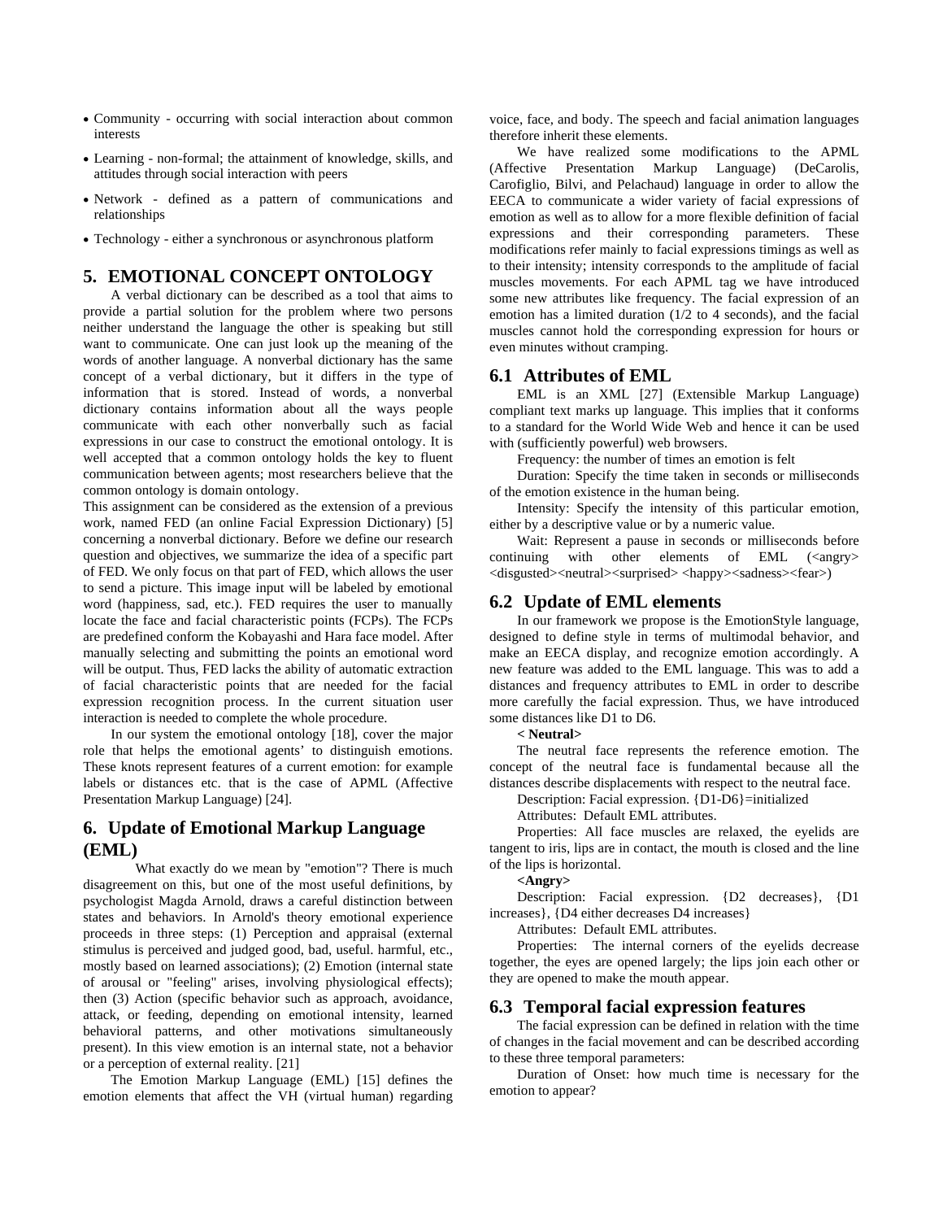- Community - occurring with social interaction about common interests
- Learning - non-formal; the attainment of knowledge, skills, and attitudes through social interaction with peers
- Network - defined as a pattern of communications and relationships
- Technology - either a synchronous or asynchronous platform

## 5. EMOTIONAL CONCEPT ONTOLOGY

A verbal dictionary can be described as a tool that aims to provide a partial solution for the problem where two persons neither understand the language the other is speaking but still want to communicate. One can just look up the meaning of the words of another language. A nonverbal dictionary has the same concept of a verbal dictionary, but it differs in the type of information that is stored. Instead of words, a nonverbal dictionary contains information about all the ways people communicate with each other nonverbally such as facial expressions in our case to construct the emotional ontology. It is well accepted that a common ontology holds the key to fluent communication between agents; most researchers believe that the common ontology is domain ontology.

This assignment can be considered as the extension of a previous work, named FED (an online Facial Expression Dictionary) [5] concerning a nonverbal dictionary. Before we define our research question and objectives, we summarize the idea of a specific part of FED. We only focus on that part of FED, which allows the user to send a picture. This image input will be labeled by emotional word (happiness, sad, etc.). FED requires the user to manually locate the face and facial characteristic points (FCPs). The FCPs are predefined conform the Kobayashi and Hara face model. After manually selecting and submitting the points an emotional word will be output. Thus, FED lacks the ability of automatic extraction of facial characteristic points that are needed for the facial expression recognition process. In the current situation user interaction is needed to complete the whole procedure.

In our system the emotional ontology [18], cover the major role that helps the emotional agents' to distinguish emotions. These knots represent features of a current emotion: for example labels or distances etc. that is the case of APML (Affective Presentation Markup Language) [24].

## 6. Update of Emotional Markup Language (EML)

What exactly do we mean by "emotion"? There is much disagreement on this, but one of the most useful definitions, by psychologist Magda Arnold, draws a careful distinction between states and behaviors. In Arnold's theory emotional experience proceeds in three steps: (1) Perception and appraisal (external stimulus is perceived and judged good, bad, useful. harmful, etc., mostly based on learned associations); (2) Emotion (internal state of arousal or "feeling" arises, involving physiological effects); then (3) Action (specific behavior such as approach, avoidance, attack, or feeding, depending on emotional intensity, learned behavioral patterns, and other motivations simultaneously present). In this view emotion is an internal state, not a behavior or a perception of external reality. [21]

The Emotion Markup Language (EML) [15] defines the emotion elements that affect the VH (virtual human) regarding voice, face, and body. The speech and facial animation languages therefore inherit these elements.

We have realized some modifications to the APML (Affective Presentation Markup Language) (DeCarolis, Carofiglio, Bilvi, and Pelachaud) language in order to allow the EECA to communicate a wider variety of facial expressions of emotion as well as to allow for a more flexible definition of facial expressions and their corresponding parameters. These modifications refer mainly to facial expressions timings as well as to their intensity; intensity corresponds to the amplitude of facial muscles movements. For each APML tag we have introduced some new attributes like frequency. The facial expression of an emotion has a limited duration (1/2 to 4 seconds), and the facial muscles cannot hold the corresponding expression for hours or even minutes without cramping.

### 6.1 Attributes of EML

EML is an XML [27] (Extensible Markup Language) compliant text marks up language. This implies that it conforms to a standard for the World Wide Web and hence it can be used with (sufficiently powerful) web browsers.

Frequency: the number of times an emotion is felt

Duration: Specify the time taken in seconds or milliseconds of the emotion existence in the human being.

Intensity: Specify the intensity of this particular emotion, either by a descriptive value or by a numeric value.

Wait: Represent a pause in seconds or milliseconds before continuing with other elements of EML (<angry> <disgusted><neutral><surprised> <happy><sadness><fear>)

### 6.2 Update of EML elements

In our framework we propose is the EmotionStyle language, designed to define style in terms of multimodal behavior, and make an EECA display, and recognize emotion accordingly. A new feature was added to the EML language. This was to add a distances and frequency attributes to EML in order to describe more carefully the facial expression. Thus, we have introduced some distances like D1 to D6.

**< Neutral>**

The neutral face represents the reference emotion. The concept of the neutral face is fundamental because all the distances describe displacements with respect to the neutral face.

Description: Facial expression. {D1-D6}=initialized

Attributes: Default EML attributes.

Properties: All face muscles are relaxed, the eyelids are tangent to iris, lips are in contact, the mouth is closed and the line of the lips is horizontal.

**<Angry>**

Description: Facial expression. {D2 decreases}, {D1 increases}, {D4 either decreases D4 increases}

Attributes: Default EML attributes.

Properties: The internal corners of the eyelids decrease together, the eyes are opened largely; the lips join each other or they are opened to make the mouth appear.

### 6.3 Temporal facial expression features

The facial expression can be defined in relation with the time of changes in the facial movement and can be described according to these three temporal parameters:

Duration of Onset: how much time is necessary for the emotion to appear?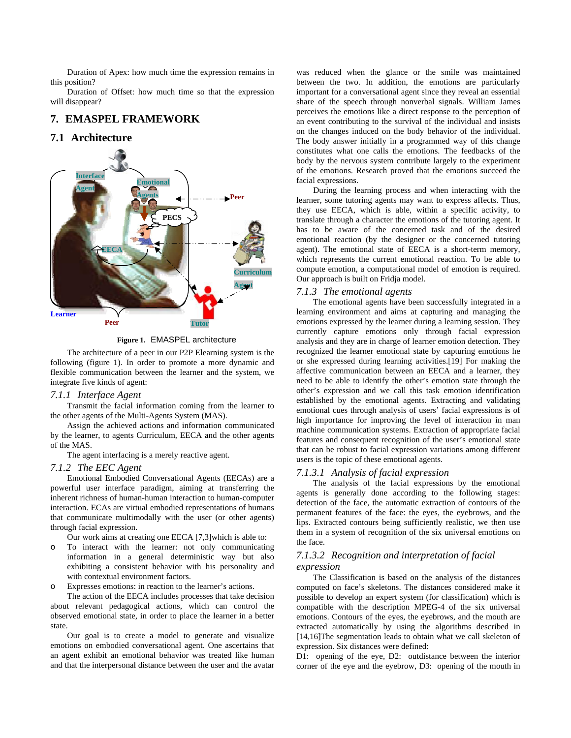Duration of Apex: how much time the expression remains in this position?

Duration of Offset: how much time so that the expression will disappear?

# 7. EMASPEL FRAMEWORK

## 7.1 Architecture

**Figure 1.** EMASPEL architecture

The architecture of a peer in our P2P Elearning system is the following (figure 1). In order to promote a more dynamic and flexible communication between the learner and the system, we integrate five kinds of agent:

### *7.1.1 Interface Agent*

Transmit the facial information coming from the learner to the other agents of the Multi-Agents System (MAS).

Assign the achieved actions and information communicated by the learner, to agents Curriculum, EECA and the other agents of the MAS.

The agent interfacing is a merely reactive agent.

### *7.1.2 The EEC Agent*

Emotional Embodied Conversational Agents (EECAs) are a powerful user interface paradigm, aiming at transferring the inherent richness of human-human interaction to human-computer interaction. ECAs are virtual embodied representations of humans that communicate multimodally with the user (or other agents) through facial expression.

Our work aims at creating one EECA [7,3]which is able to:

- To interact with the learner: not only communicating information in a general deterministic way but also exhibiting a consistent behavior with his personality and with contextual environment factors.
- Expresses emotions: in reaction to the learner's actions.

The action of the EECA includes processes that take decision about relevant pedagogical actions, which can control the observed emotional state, in order to place the learner in a better state.

Our goal is to create a model to generate and visualize emotions on embodied conversational agent. One ascertains that an agent exhibit an emotional behavior was treated like human and that the interpersonal distance between the user and the avatar was reduced when the glance or the smile was maintained between the two. In addition, the emotions are particularly important for a conversational agent since they reveal an essential share of the speech through nonverbal signals. William James perceives the emotions like a direct response to the perception of an event contributing to the survival of the individual and insists on the changes induced on the body behavior of the individual. The body answer initially in a programmed way of this change constitutes what one calls the emotions. The feedbacks of the body by the nervous system contribute largely to the experiment of the emotions. Research proved that the emotions succeed the facial expressions.

During the learning process and when interacting with the learner, some tutoring agents may want to express affects. Thus, they use EECA, which is able, within a specific activity, to translate through a character the emotions of the tutoring agent. It has to be aware of the concerned task and of the desired emotional reaction (by the designer or the concerned tutoring agent). The emotional state of EECA is a short-term memory, which represents the current emotional reaction. To be able to compute emotion, a computational model of emotion is required. Our approach is built on Fridja model.

### *7.1.3 The emotional agents*

The emotional agents have been successfully integrated in a learning environment and aims at capturing and managing the emotions expressed by the learner during a learning session. They currently capture emotions only through facial expression analysis and they are in charge of learner emotion detection. They recognized the learner emotional state by capturing emotions he or she expressed during learning activities.[19] For making the affective communication between an EECA and a learner, they need to be able to identify the other's emotion state through the other's expression and we call this task emotion identification established by the emotional agents. Extracting and validating emotional cues through analysis of users' facial expressions is of high importance for improving the level of interaction in man machine communication systems. Extraction of appropriate facial features and consequent recognition of the user's emotional state that can be robust to facial expression variations among different users is the topic of these emotional agents.

#### *7.1.3.1 Analysis of facial expression*

The analysis of the facial expressions by the emotional agents is generally done according to the following stages: detection of the face, the automatic extraction of contours of the permanent features of the face: the eyes, the eyebrows, and the lips. Extracted contours being sufficiently realistic, we then use them in a system of recognition of the six universal emotions on the face.

#### *7.1.3.2 Recognition and interpretation of facial expression*

The Classification is based on the analysis of the distances computed on face's skeletons. The distances considered make it possible to develop an expert system (for classification) which is compatible with the description MPEG-4 of the six universal emotions. Contours of the eyes, the eyebrows, and the mouth are extracted automatically by using the algorithms described in [14,16]The segmentation leads to obtain what we call skeleton of expression. Six distances were defined:

D1: opening of the eye, D2: outdistance between the interior corner of the eye and the eyebrow, D3: opening of the mouth in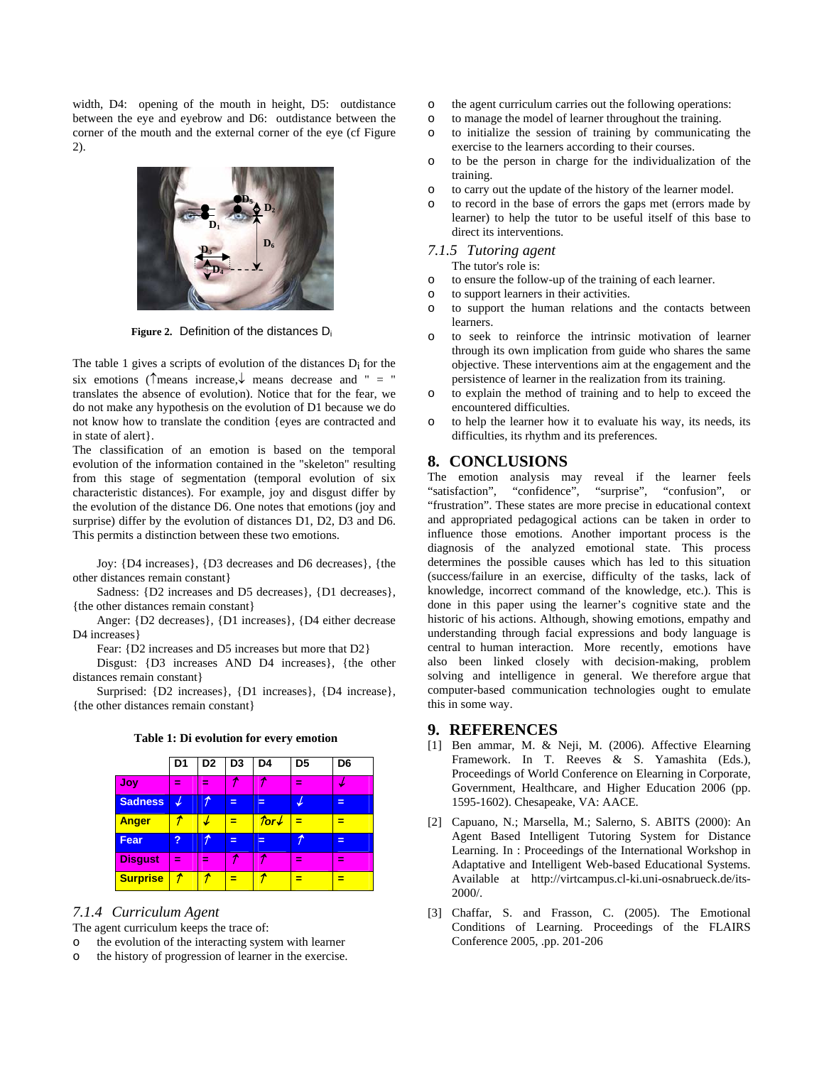width, D4: opening of the mouth in height, D5: outdistance between the eye and eyebrow and D6: outdistance between the corner of the mouth and the external corner of the eye (cf Figure 2).

**Figure 2.** Definition of the distances $D_i$

The table 1 gives a scripts of evolution of the distances $D_i$ for the six emotions (↑means increase,↓ means decrease and " = " translates the absence of evolution). Notice that for the fear, we do not make any hypothesis on the evolution of D1 because we do not know how to translate the condition {eyes are contracted and in state of alert}.

The classification of an emotion is based on the temporal evolution of the information contained in the "skeleton" resulting from this stage of segmentation (temporal evolution of six characteristic distances). For example, joy and disgust differ by the evolution of the distance D6. One notes that emotions (joy and surprise) differ by the evolution of distances D1, D2, D3 and D6. This permits a distinction between these two emotions.

Joy: {D4 increases}, {D3 decreases and D6 decreases}, {the other distances remain constant}

Sadness: {D2 increases and D5 decreases}, {D1 decreases}, {the other distances remain constant}

Anger: {D2 decreases}, {D1 increases}, {D4 either decrease D4 increases}

Fear: {D2 increases and D5 increases but more that D2}

Disgust: {D3 increases AND D4 increases}, {the other distances remain constant}

Surprised: {D2 increases}, {D1 increases}, {D4 increase}, {the other distances remain constant}

**Table 1: Di evolution for every emotion**

| | D1 | D2 | D3 | D4 | D5 | D6 |
|---|---|---|---|---|---|---|
| Joy | = | = | ↑ | ↑ | = | ↓ |
| Sadness | ↓ | ↑ | = | = | ↓ | = |
| Anger | ↑ | ↓ | = | ↑or↓ | = | = |
| Fear | ? | ↑ | = | = | ↑ | = |
| Disgust | = | = | ↑ | ↑ | = | = |
| Surprise | ↑ | ↑ | = | ↑ | = | = |

### *7.1.4 Curriculum Agent*

The agent curriculum keeps the trace of:

- the evolution of the interacting system with learner
- the history of progression of learner in the exercise.
- the agent curriculum carries out the following operations:
- to manage the model of learner throughout the training.
- to initialize the session of training by communicating the exercise to the learners according to their courses.
- to be the person in charge for the individualization of the training.
- to carry out the update of the history of the learner model.
- to record in the base of errors the gaps met (errors made by learner) to help the tutor to be useful itself of this base to direct its interventions.

### *7.1.5 Tutoring agent*

The tutor's role is:

- to ensure the follow-up of the training of each learner.
- to support learners in their activities.
- to support the human relations and the contacts between learners.
- to seek to reinforce the intrinsic motivation of learner through its own implication from guide who shares the same objective. These interventions aim at the engagement and the persistence of learner in the realization from its training.
- to explain the method of training and to help to exceed the encountered difficulties.
- to help the learner how it to evaluate his way, its needs, its difficulties, its rhythm and its preferences.

## 8. CONCLUSIONS

The emotion analysis may reveal if the learner feels "satisfaction", "confidence", "surprise", "confusion", or "frustration". These states are more precise in educational context and appropriated pedagogical actions can be taken in order to influence those emotions. Another important process is the diagnosis of the analyzed emotional state. This process determines the possible causes which has led to this situation (success/failure in an exercise, difficulty of the tasks, lack of knowledge, incorrect command of the knowledge, etc.). This is done in this paper using the learner's cognitive state and the historic of his actions. Although, showing emotions, empathy and understanding through facial expressions and body language is central to human interaction. More recently, emotions have also been linked closely with decision-making, problem solving and intelligence in general. We therefore argue that computer-based communication technologies ought to emulate this in some way.

## 9. REFERENCES

[1] Ben ammar, M. & Neji, M. (2006). Affective Elearning Framework. In T. Reeves & S. Yamashita (Eds.), Proceedings of World Conference on Elearning in Corporate, Government, Healthcare, and Higher Education 2006 (pp. 1595-1602). Chesapeake, VA: AACE.

[2] Capuano, N.; Marsella, M.; Salerno, S. ABITS (2000): An Agent Based Intelligent Tutoring System for Distance Learning. In : Proceedings of the International Workshop in Adaptative and Intelligent Web-based Educational Systems. Available at http://virtcampus.cl-ki.uni-osnabrueck.de/its-2000/.

[3] Chaffar, S. and Frasson, C. (2005). The Emotional Conditions of Learning. Proceedings of the FLAIRS Conference 2005, .pp. 201-206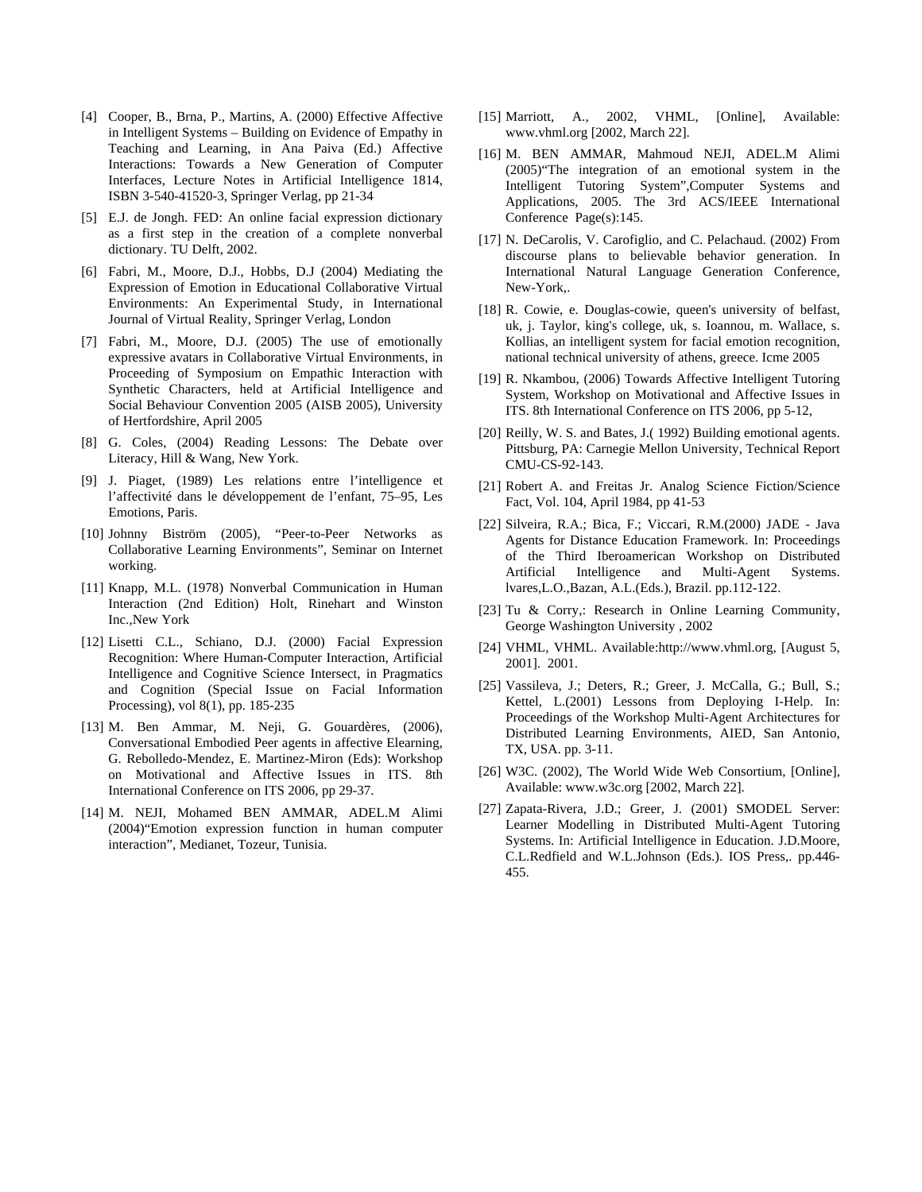[4] Cooper, B., Brna, P., Martins, A. (2000) Effective Affective in Intelligent Systems – Building on Evidence of Empathy in Teaching and Learning, in Ana Paiva (Ed.) Affective Interactions: Towards a New Generation of Computer Interfaces, Lecture Notes in Artificial Intelligence 1814, ISBN 3-540-41520-3, Springer Verlag, pp 21-34

[5] E.J. de Jongh. FED: An online facial expression dictionary as a first step in the creation of a complete nonverbal dictionary. TU Delft, 2002.

[6] Fabri, M., Moore, D.J., Hobbs, D.J (2004) Mediating the Expression of Emotion in Educational Collaborative Virtual Environments: An Experimental Study, in International Journal of Virtual Reality, Springer Verlag, London

[7] Fabri, M., Moore, D.J. (2005) The use of emotionally expressive avatars in Collaborative Virtual Environments, in Proceeding of Symposium on Empathic Interaction with Synthetic Characters, held at Artificial Intelligence and Social Behaviour Convention 2005 (AISB 2005), University of Hertfordshire, April 2005

[8] G. Coles, (2004) Reading Lessons: The Debate over Literacy, Hill & Wang, New York.

[9] J. Piaget, (1989) Les relations entre l'intelligence et l'affectivité dans le développement de l'enfant, 75–95, Les Emotions, Paris.

[10] Johnny Biström (2005), "Peer-to-Peer Networks as Collaborative Learning Environments", Seminar on Internet working.

[11] Knapp, M.L. (1978) Nonverbal Communication in Human Interaction (2nd Edition) Holt, Rinehart and Winston Inc.,New York

[12] Lisetti C.L., Schiano, D.J. (2000) Facial Expression Recognition: Where Human-Computer Interaction, Artificial Intelligence and Cognitive Science Intersect, in Pragmatics and Cognition (Special Issue on Facial Information Processing), vol 8(1), pp. 185-235

[13] M. Ben Ammar, M. Neji, G. Gouardères, (2006), Conversational Embodied Peer agents in affective Elearning, G. Rebolledo-Mendez, E. Martinez-Miron (Eds): Workshop on Motivational and Affective Issues in ITS. 8th International Conference on ITS 2006, pp 29-37.

[14] M. NEJI, Mohamed BEN AMMAR, ADEL.M Alimi (2004)"Emotion expression function in human computer interaction", Medianet, Tozeur, Tunisia.

[15] Marriott, A., 2002, VHML, [Online], Available: www.vhml.org [2002, March 22].

[16] M. BEN AMMAR, Mahmoud NEJI, ADEL.M Alimi (2005)"The integration of an emotional system in the Intelligent Tutoring System",Computer Systems and Applications, 2005. The 3rd ACS/IEEE International Conference Page(s):145.

[17] N. DeCarolis, V. Carofiglio, and C. Pelachaud. (2002) From discourse plans to believable behavior generation. In International Natural Language Generation Conference, New-York,.

[18] R. Cowie, e. Douglas-cowie, queen's university of belfast, uk, j. Taylor, king's college, uk, s. Ioannou, m. Wallace, s. Kollias, an intelligent system for facial emotion recognition, national technical university of athens, greece. Icme 2005

[19] R. Nkambou, (2006) Towards Affective Intelligent Tutoring System, Workshop on Motivational and Affective Issues in ITS. 8th International Conference on ITS 2006, pp 5-12,

[20] Reilly, W. S. and Bates, J.( 1992) Building emotional agents. Pittsburg, PA: Carnegie Mellon University, Technical Report CMU-CS-92-143.

[21] Robert A. and Freitas Jr. Analog Science Fiction/Science Fact, Vol. 104, April 1984, pp 41-53

[22] Silveira, R.A.; Bica, F.; Viccari, R.M.(2000) JADE - Java Agents for Distance Education Framework. In: Proceedings of the Third Iberoamerican Workshop on Distributed Artificial Intelligence and Multi-Agent Systems. lvares,L.O.,Bazan, A.L.(Eds.), Brazil. pp.112-122.

[23] Tu & Corry,: Research in Online Learning Community, George Washington University , 2002

[24] VHML, VHML. Available:http://www.vhml.org, [August 5, 2001]. 2001.

[25] Vassileva, J.; Deters, R.; Greer, J. McCalla, G.; Bull, S.; Kettel, L.(2001) Lessons from Deploying I-Help. In: Proceedings of the Workshop Multi-Agent Architectures for Distributed Learning Environments, AIED, San Antonio, TX, USA. pp. 3-11.

[26] W3C. (2002), The World Wide Web Consortium, [Online], Available: www.w3c.org [2002, March 22].

[27] Zapata-Rivera, J.D.; Greer, J. (2001) SMODEL Server: Learner Modelling in Distributed Multi-Agent Tutoring Systems. In: Artificial Intelligence in Education. J.D.Moore, C.L.Redfield and W.L.Johnson (Eds.). IOS Press,. pp.446-455.